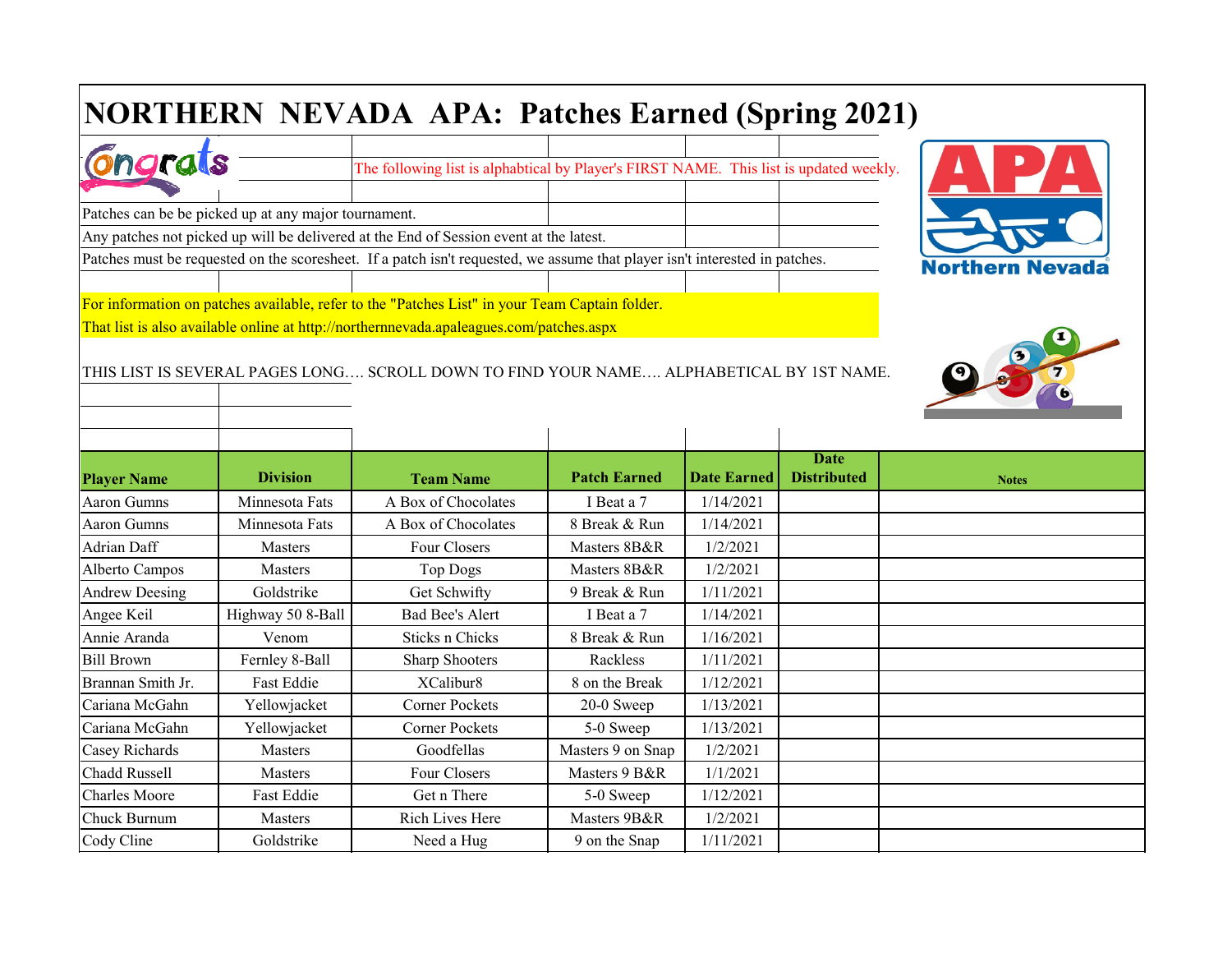# NORTHERN NEVADA APA: Patches Earned (Spring 2021)

The following list is alphabtical by Player's FIRST NAME. This list is updated weekly.

Patches can be be picked up at any major tournament.

Any patches not picked up will be delivered at the End of Session event at the latest.

Patches must be requested on the scoresheet. If a patch isn't requested, we assume that player isn't interested in patches.

For information on patches available, refer to the "Patches List" in your Team Captain folder.
That list is also available online at http://northernnevada.apaleagues.com/patches.aspx

THIS LIST IS SEVERAL PAGES LONG…. SCROLL DOWN TO FIND YOUR NAME…. ALPHABETICAL BY 1ST NAME.

| Player Name | Division | Team Name | Patch Earned | Date Earned | Date Distributed | Notes |
|---|---|---|---|---|---|---|
| Aaron Gumns | Minnesota Fats | A Box of Chocolates | I Beat a 7 | 1/14/2021 | | |
| Aaron Gumns | Minnesota Fats | A Box of Chocolates | 8 Break & Run | 1/14/2021 | | |
| Adrian Daff | Masters | Four Closers | Masters 8B&R | 1/2/2021 | | |
| Alberto Campos | Masters | Top Dogs | Masters 8B&R | 1/2/2021 | | |
| Andrew Deesing | Goldstrike | Get Schwifty | 9 Break & Run | 1/11/2021 | | |
| Angee Keil | Highway 50 8-Ball | Bad Bee's Alert | I Beat a 7 | 1/14/2021 | | |
| Annie Aranda | Venom | Sticks n Chicks | 8 Break & Run | 1/16/2021 | | |
| Bill Brown | Fernley 8-Ball | Sharp Shooters | Rackless | 1/11/2021 | | |
| Brannan Smith Jr. | Fast Eddie | XCalibur8 | 8 on the Break | 1/12/2021 | | |
| Cariana McGahn | Yellowjacket | Corner Pockets | 20-0 Sweep | 1/13/2021 | | |
| Cariana McGahn | Yellowjacket | Corner Pockets | 5-0 Sweep | 1/13/2021 | | |
| Casey Richards | Masters | Goodfellas | Masters 9 on Snap | 1/2/2021 | | |
| Chadd Russell | Masters | Four Closers | Masters 9 B&R | 1/1/2021 | | |
| Charles Moore | Fast Eddie | Get n There | 5-0 Sweep | 1/12/2021 | | |
| Chuck Burnum | Masters | Rich Lives Here | Masters 9B&R | 1/2/2021 | | |
| Cody Cline | Goldstrike | Need a Hug | 9 on the Snap | 1/11/2021 | | |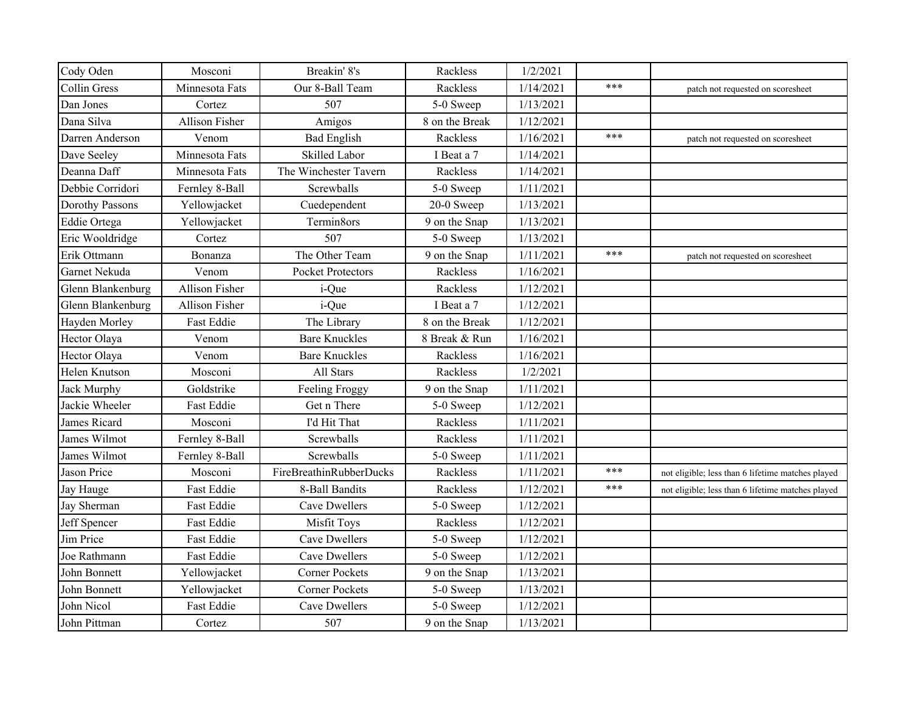| | | | | | | |
|---|---|---|---|---|---|---|
| Cody Oden | Mosconi | Breakin' 8's | Rackless | 1/2/2021 | | |
| Collin Gress | Minnesota Fats | Our 8-Ball Team | Rackless | 1/14/2021 | *** | patch not requested on scoresheet |
| Dan Jones | Cortez | 507 | 5-0 Sweep | 1/13/2021 | | |
| Dana Silva | Allison Fisher | Amigos | 8 on the Break | 1/12/2021 | | |
| Darren Anderson | Venom | Bad English | Rackless | 1/16/2021 | *** | patch not requested on scoresheet |
| Dave Seeley | Minnesota Fats | Skilled Labor | I Beat a 7 | 1/14/2021 | | |
| Deanna Daff | Minnesota Fats | The Winchester Tavern | Rackless | 1/14/2021 | | |
| Debbie Corridori | Fernley 8-Ball | Screwballs | 5-0 Sweep | 1/11/2021 | | |
| Dorothy Passons | Yellowjacket | Cuedependent | 20-0 Sweep | 1/13/2021 | | |
| Eddie Ortega | Yellowjacket | Termin8ors | 9 on the Snap | 1/13/2021 | | |
| Eric Wooldridge | Cortez | 507 | 5-0 Sweep | 1/13/2021 | | |
| Erik Ottmann | Bonanza | The Other Team | 9 on the Snap | 1/11/2021 | *** | patch not requested on scoresheet |
| Garnet Nekuda | Venom | Pocket Protectors | Rackless | 1/16/2021 | | |
| Glenn Blankenburg | Allison Fisher | i-Que | Rackless | 1/12/2021 | | |
| Glenn Blankenburg | Allison Fisher | i-Que | I Beat a 7 | 1/12/2021 | | |
| Hayden Morley | Fast Eddie | The Library | 8 on the Break | 1/12/2021 | | |
| Hector Olaya | Venom | Bare Knuckles | 8 Break & Run | 1/16/2021 | | |
| Hector Olaya | Venom | Bare Knuckles | Rackless | 1/16/2021 | | |
| Helen Knutson | Mosconi | All Stars | Rackless | 1/2/2021 | | |
| Jack Murphy | Goldstrike | Feeling Froggy | 9 on the Snap | 1/11/2021 | | |
| Jackie Wheeler | Fast Eddie | Get n There | 5-0 Sweep | 1/12/2021 | | |
| James Ricard | Mosconi | I'd Hit That | Rackless | 1/11/2021 | | |
| James Wilmot | Fernley 8-Ball | Screwballs | Rackless | 1/11/2021 | | |
| James Wilmot | Fernley 8-Ball | Screwballs | 5-0 Sweep | 1/11/2021 | | |
| Jason Price | Mosconi | FireBreathinRubberDucks | Rackless | 1/11/2021 | *** | not eligible; less than 6 lifetime matches played |
| Jay Hauge | Fast Eddie | 8-Ball Bandits | Rackless | 1/12/2021 | *** | not eligible; less than 6 lifetime matches played |
| Jay Sherman | Fast Eddie | Cave Dwellers | 5-0 Sweep | 1/12/2021 | | |
| Jeff Spencer | Fast Eddie | Misfit Toys | Rackless | 1/12/2021 | | |
| Jim Price | Fast Eddie | Cave Dwellers | 5-0 Sweep | 1/12/2021 | | |
| Joe Rathmann | Fast Eddie | Cave Dwellers | 5-0 Sweep | 1/12/2021 | | |
| John Bonnett | Yellowjacket | Corner Pockets | 9 on the Snap | 1/13/2021 | | |
| John Bonnett | Yellowjacket | Corner Pockets | 5-0 Sweep | 1/13/2021 | | |
| John Nicol | Fast Eddie | Cave Dwellers | 5-0 Sweep | 1/12/2021 | | |
| John Pittman | Cortez | 507 | 9 on the Snap | 1/13/2021 | | |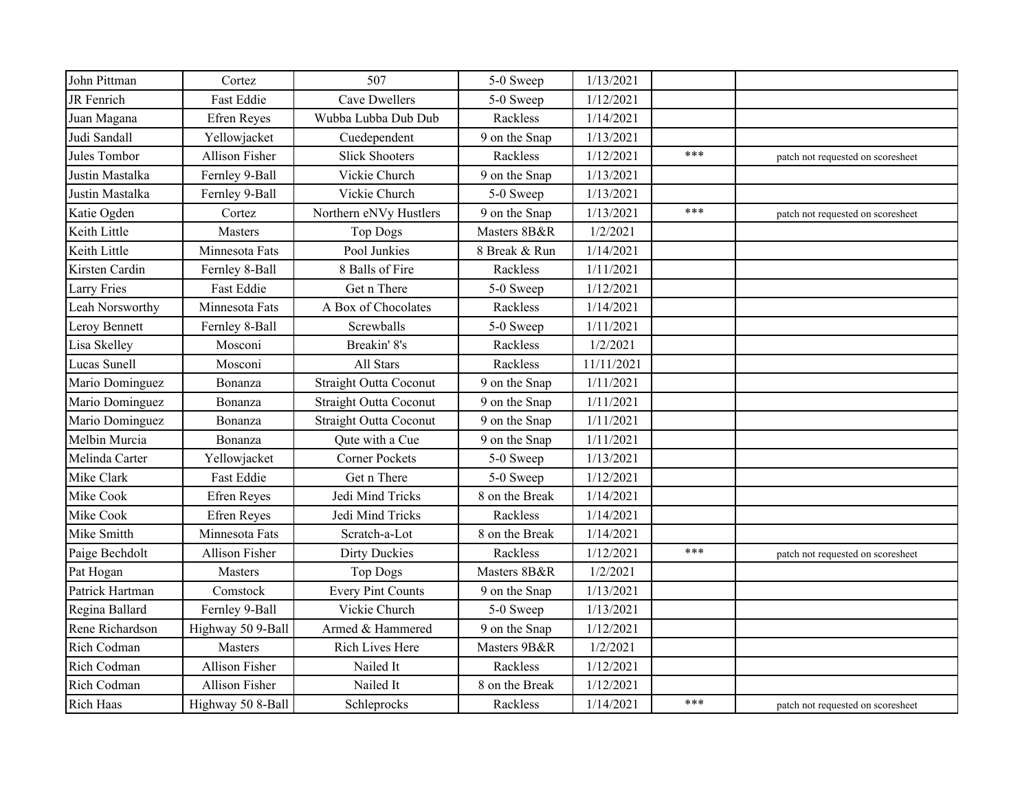| | | | | | | |
|---|---|---|---|---|---|---|
| John Pittman | Cortez | 507 | 5-0 Sweep | 1/13/2021 | | |
| JR Fenrich | Fast Eddie | Cave Dwellers | 5-0 Sweep | 1/12/2021 | | |
| Juan Magana | Efren Reyes | Wubba Lubba Dub Dub | Rackless | 1/14/2021 | | |
| Judi Sandall | Yellowjacket | Cuedependent | 9 on the Snap | 1/13/2021 | | |
| Jules Tombor | Allison Fisher | Slick Shooters | Rackless | 1/12/2021 | *** | patch not requested on scoresheet |
| Justin Mastalka | Fernley 9-Ball | Vickie Church | 9 on the Snap | 1/13/2021 | | |
| Justin Mastalka | Fernley 9-Ball | Vickie Church | 5-0 Sweep | 1/13/2021 | | |
| Katie Ogden | Cortez | Northern eNVy Hustlers | 9 on the Snap | 1/13/2021 | *** | patch not requested on scoresheet |
| Keith Little | Masters | Top Dogs | Masters 8B&R | 1/2/2021 | | |
| Keith Little | Minnesota Fats | Pool Junkies | 8 Break & Run | 1/14/2021 | | |
| Kirsten Cardin | Fernley 8-Ball | 8 Balls of Fire | Rackless | 1/11/2021 | | |
| Larry Fries | Fast Eddie | Get n There | 5-0 Sweep | 1/12/2021 | | |
| Leah Norsworthy | Minnesota Fats | A Box of Chocolates | Rackless | 1/14/2021 | | |
| Leroy Bennett | Fernley 8-Ball | Screwballs | 5-0 Sweep | 1/11/2021 | | |
| Lisa Skelley | Mosconi | Breakin' 8's | Rackless | 1/2/2021 | | |
| Lucas Sunell | Mosconi | All Stars | Rackless | 11/11/2021 | | |
| Mario Dominguez | Bonanza | Straight Outta Coconut | 9 on the Snap | 1/11/2021 | | |
| Mario Dominguez | Bonanza | Straight Outta Coconut | 9 on the Snap | 1/11/2021 | | |
| Mario Dominguez | Bonanza | Straight Outta Coconut | 9 on the Snap | 1/11/2021 | | |
| Melbin Murcia | Bonanza | Qute with a Cue | 9 on the Snap | 1/11/2021 | | |
| Melinda Carter | Yellowjacket | Corner Pockets | 5-0 Sweep | 1/13/2021 | | |
| Mike Clark | Fast Eddie | Get n There | 5-0 Sweep | 1/12/2021 | | |
| Mike Cook | Efren Reyes | Jedi Mind Tricks | 8 on the Break | 1/14/2021 | | |
| Mike Cook | Efren Reyes | Jedi Mind Tricks | Rackless | 1/14/2021 | | |
| Mike Smitth | Minnesota Fats | Scratch-a-Lot | 8 on the Break | 1/14/2021 | | |
| Paige Bechdolt | Allison Fisher | Dirty Duckies | Rackless | 1/12/2021 | *** | patch not requested on scoresheet |
| Pat Hogan | Masters | Top Dogs | Masters 8B&R | 1/2/2021 | | |
| Patrick Hartman | Comstock | Every Pint Counts | 9 on the Snap | 1/13/2021 | | |
| Regina Ballard | Fernley 9-Ball | Vickie Church | 5-0 Sweep | 1/13/2021 | | |
| Rene Richardson | Highway 50 9-Ball | Armed & Hammered | 9 on the Snap | 1/12/2021 | | |
| Rich Codman | Masters | Rich Lives Here | Masters 9B&R | 1/2/2021 | | |
| Rich Codman | Allison Fisher | Nailed It | Rackless | 1/12/2021 | | |
| Rich Codman | Allison Fisher | Nailed It | 8 on the Break | 1/12/2021 | | |
| Rich Haas | Highway 50 8-Ball | Schleprocks | Rackless | 1/14/2021 | *** | patch not requested on scoresheet |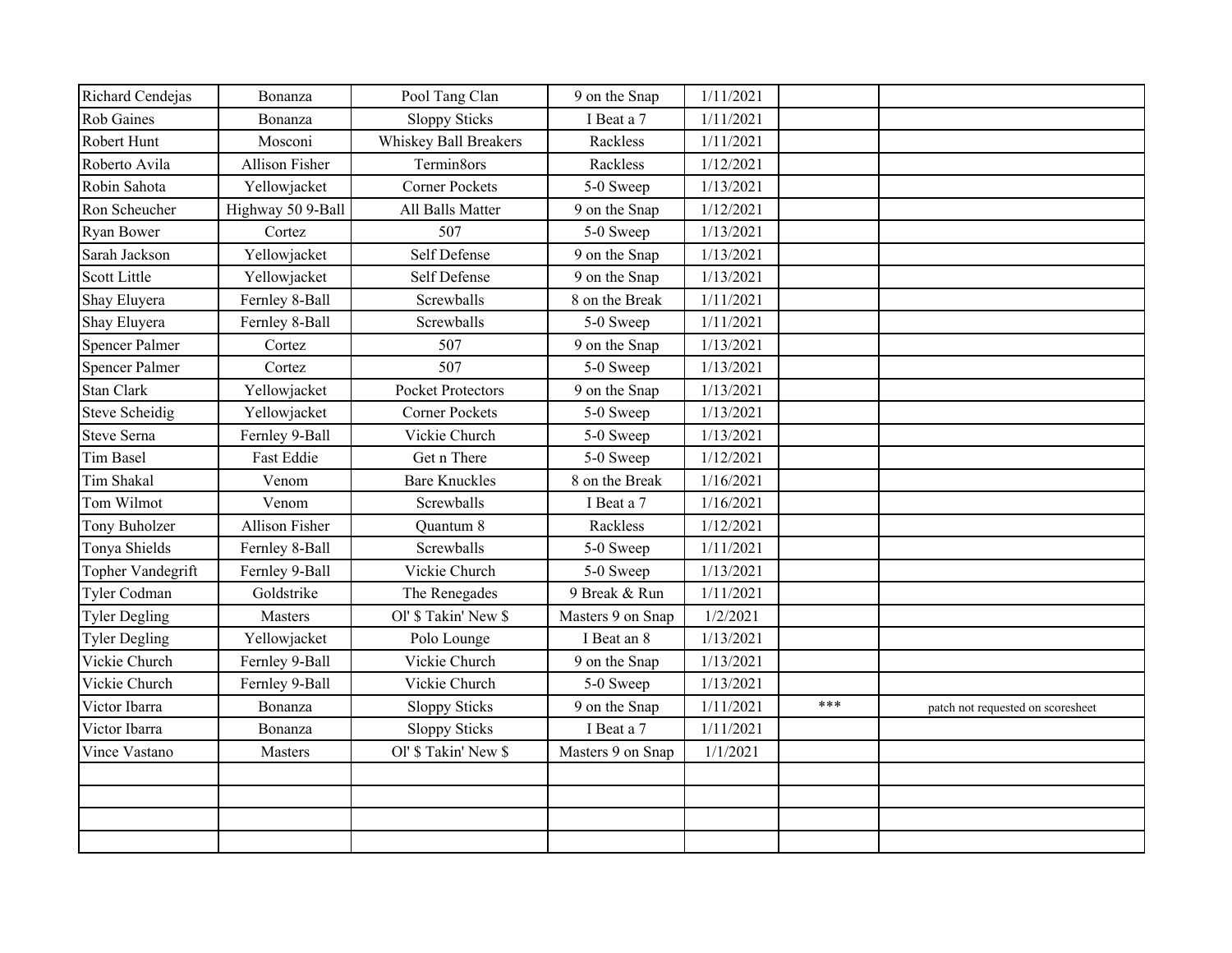| | | | | | | |
|---|---|---|---|---|---|---|
| Richard Cendejas | Bonanza | Pool Tang Clan | 9 on the Snap | 1/11/2021 | | |
| Rob Gaines | Bonanza | Sloppy Sticks | I Beat a 7 | 1/11/2021 | | |
| Robert Hunt | Mosconi | Whiskey Ball Breakers | Rackless | 1/11/2021 | | |
| Roberto Avila | Allison Fisher | Termin8ors | Rackless | 1/12/2021 | | |
| Robin Sahota | Yellowjacket | Corner Pockets | 5-0 Sweep | 1/13/2021 | | |
| Ron Scheucher | Highway 50 9-Ball | All Balls Matter | 9 on the Snap | 1/12/2021 | | |
| Ryan Bower | Cortez | 507 | 5-0 Sweep | 1/13/2021 | | |
| Sarah Jackson | Yellowjacket | Self Defense | 9 on the Snap | 1/13/2021 | | |
| Scott Little | Yellowjacket | Self Defense | 9 on the Snap | 1/13/2021 | | |
| Shay Eluyera | Fernley 8-Ball | Screwballs | 8 on the Break | 1/11/2021 | | |
| Shay Eluyera | Fernley 8-Ball | Screwballs | 5-0 Sweep | 1/11/2021 | | |
| Spencer Palmer | Cortez | 507 | 9 on the Snap | 1/13/2021 | | |
| Spencer Palmer | Cortez | 507 | 5-0 Sweep | 1/13/2021 | | |
| Stan Clark | Yellowjacket | Pocket Protectors | 9 on the Snap | 1/13/2021 | | |
| Steve Scheidig | Yellowjacket | Corner Pockets | 5-0 Sweep | 1/13/2021 | | |
| Steve Serna | Fernley 9-Ball | Vickie Church | 5-0 Sweep | 1/13/2021 | | |
| Tim Basel | Fast Eddie | Get n There | 5-0 Sweep | 1/12/2021 | | |
| Tim Shakal | Venom | Bare Knuckles | 8 on the Break | 1/16/2021 | | |
| Tom Wilmot | Venom | Screwballs | I Beat a 7 | 1/16/2021 | | |
| Tony Buholzer | Allison Fisher | Quantum 8 | Rackless | 1/12/2021 | | |
| Tonya Shields | Fernley 8-Ball | Screwballs | 5-0 Sweep | 1/11/2021 | | |
| Topher Vandegrift | Fernley 9-Ball | Vickie Church | 5-0 Sweep | 1/13/2021 | | |
| Tyler Codman | Goldstrike | The Renegades | 9 Break & Run | 1/11/2021 | | |
| Tyler Degling | Masters | Ol' $ Takin' New $ | Masters 9 on Snap | 1/2/2021 | | |
| Tyler Degling | Yellowjacket | Polo Lounge | I Beat an 8 | 1/13/2021 | | |
| Vickie Church | Fernley 9-Ball | Vickie Church | 9 on the Snap | 1/13/2021 | | |
| Vickie Church | Fernley 9-Ball | Vickie Church | 5-0 Sweep | 1/13/2021 | | |
| Victor Ibarra | Bonanza | Sloppy Sticks | 9 on the Snap | 1/11/2021 | *** | patch not requested on scoresheet |
| Victor Ibarra | Bonanza | Sloppy Sticks | I Beat a 7 | 1/11/2021 | | |
| Vince Vastano | Masters | Ol' $ Takin' New $ | Masters 9 on Snap | 1/1/2021 | | |
| | | | | | | |
| | | | | | | |
| | | | | | | |
| | | | | | | |